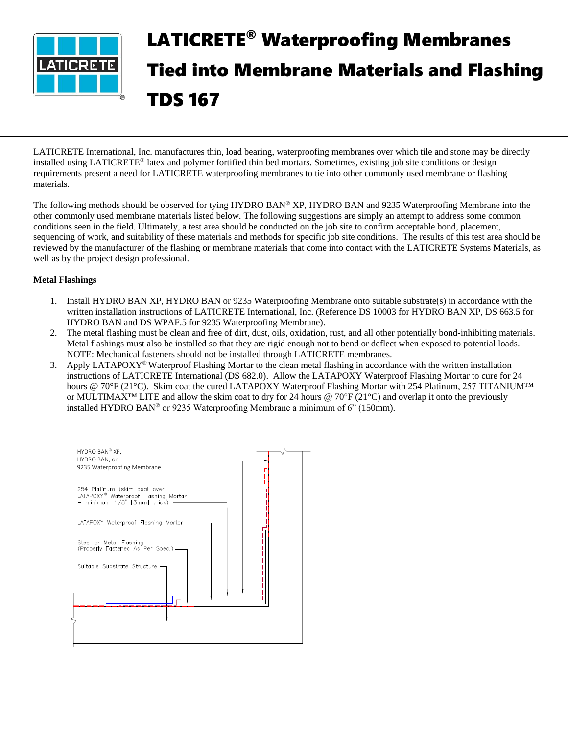# LATICRETE® Waterproofing Membranes Tied into Membrane Materials and Flashing TDS 167

LATICRETE International, Inc. manufactures thin, load bearing, waterproofing membranes over which tile and stone may be directly installed using LATICRETE® latex and polymer fortified thin bed mortars. Sometimes, existing job site conditions or design requirements present a need for LATICRETE waterproofing membranes to tie into other commonly used membrane or flashing materials.

The following methods should be observed for tying HYDRO BAN® XP, HYDRO BAN and 9235 Waterproofing Membrane into the other commonly used membrane materials listed below. The following suggestions are simply an attempt to address some common conditions seen in the field. Ultimately, a test area should be conducted on the job site to confirm acceptable bond, placement, sequencing of work, and suitability of these materials and methods for specific job site conditions. The results of this test area should be reviewed by the manufacturer of the flashing or membrane materials that come into contact with the LATICRETE Systems Materials, as well as by the project design professional.

**Metal Flashings**

1. Install HYDRO BAN XP, HYDRO BAN or 9235 Waterproofing Membrane onto suitable substrate(s) in accordance with the written installation instructions of LATICRETE International, Inc. (Reference DS 10003 for HYDRO BAN XP, DS 663.5 for HYDRO BAN and DS WPAF.5 for 9235 Waterproofing Membrane).
2. The metal flashing must be clean and free of dirt, dust, oils, oxidation, rust, and all other potentially bond-inhibiting materials. Metal flashings must also be installed so that they are rigid enough not to bend or deflect when exposed to potential loads. NOTE: Mechanical fasteners should not be installed through LATICRETE membranes.
3. Apply LATAPOXY® Waterproof Flashing Mortar to the clean metal flashing in accordance with the written installation instructions of LATICRETE International (DS 682.0). Allow the LATAPOXY Waterproof Flashing Mortar to cure for 24 hours @ 70°F (21°C). Skim coat the cured LATAPOXY Waterproof Flashing Mortar with 254 Platinum, 257 TITANIUM™ or MULTIMAX™ LITE and allow the skim coat to dry for 24 hours @ 70°F (21°C) and overlap it onto the previously installed HYDRO BAN® or 9235 Waterproofing Membrane a minimum of 6" (150mm).

HYDRO BAN® XP, HYDRO BAN; or, 9235 Waterproofing Membrane

254 Platinum (skim coat over LATAPOXY® Waterproof Flashing Mortar – minimum 1/8" [3mm] thick)

LATAPOXY Waterproof Flashing Mortar

Steel or Metal Flashing (Properly Fastened As Per Spec.)

Suitable Substrate Structure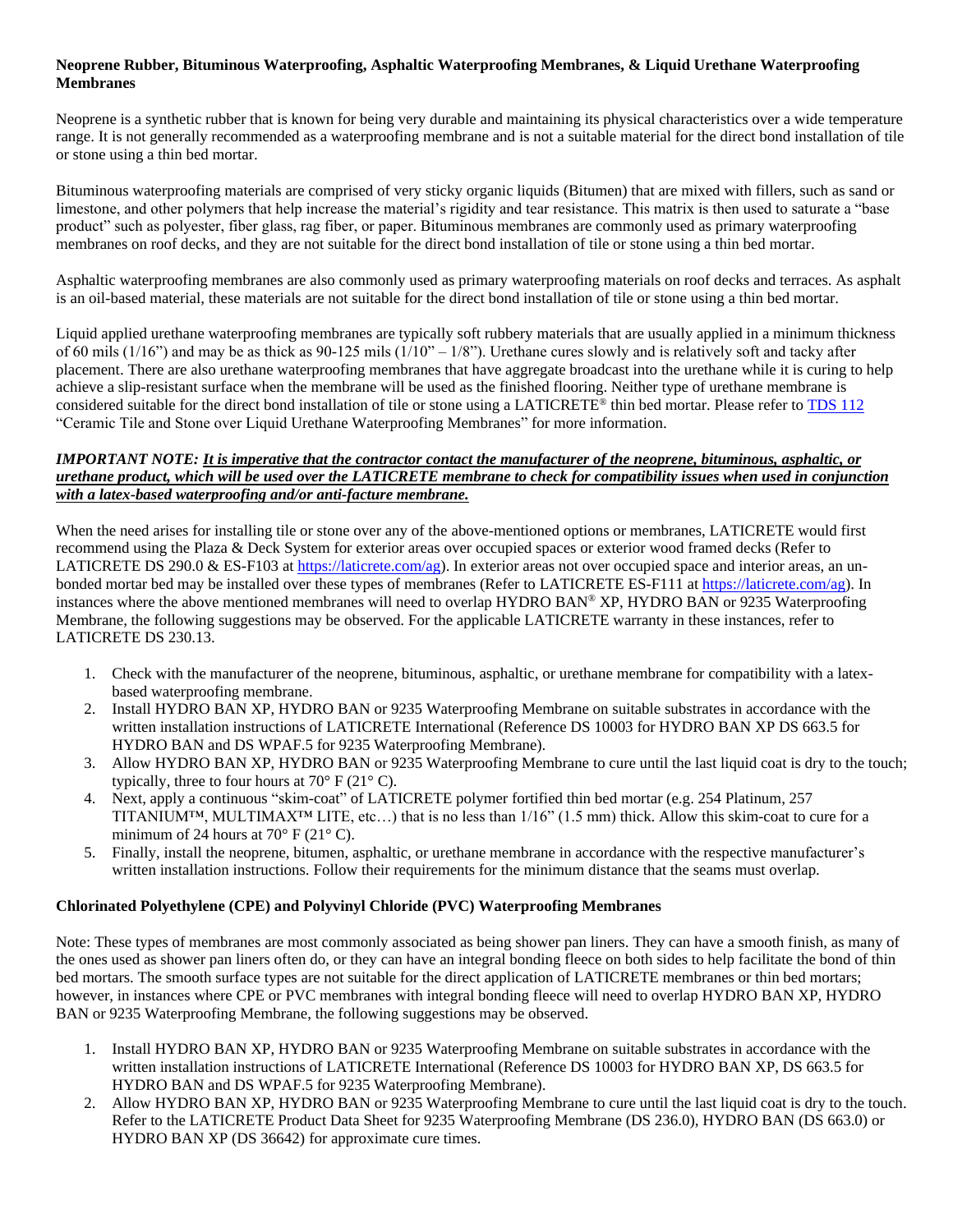**Neoprene Rubber, Bituminous Waterproofing, Asphaltic Waterproofing Membranes, & Liquid Urethane Waterproofing Membranes**

Neoprene is a synthetic rubber that is known for being very durable and maintaining its physical characteristics over a wide temperature range. It is not generally recommended as a waterproofing membrane and is not a suitable material for the direct bond installation of tile or stone using a thin bed mortar.

Bituminous waterproofing materials are comprised of very sticky organic liquids (Bitumen) that are mixed with fillers, such as sand or limestone, and other polymers that help increase the material's rigidity and tear resistance. This matrix is then used to saturate a "base product" such as polyester, fiber glass, rag fiber, or paper. Bituminous membranes are commonly used as primary waterproofing membranes on roof decks, and they are not suitable for the direct bond installation of tile or stone using a thin bed mortar.

Asphaltic waterproofing membranes are also commonly used as primary waterproofing materials on roof decks and terraces. As asphalt is an oil-based material, these materials are not suitable for the direct bond installation of tile or stone using a thin bed mortar.

Liquid applied urethane waterproofing membranes are typically soft rubbery materials that are usually applied in a minimum thickness of 60 mils (1/16") and may be as thick as 90-125 mils (1/10" – 1/8"). Urethane cures slowly and is relatively soft and tacky after placement. There are also urethane waterproofing membranes that have aggregate broadcast into the urethane while it is curing to help achieve a slip-resistant surface when the membrane will be used as the finished flooring. Neither type of urethane membrane is considered suitable for the direct bond installation of tile or stone using a LATICRETE® thin bed mortar. Please refer to TDS 112 "Ceramic Tile and Stone over Liquid Urethane Waterproofing Membranes" for more information.

***IMPORTANT NOTE:** **It is imperative that the contractor contact the manufacturer of the neoprene, bituminous, asphaltic, or urethane product, which will be used over the LATICRETE membrane to check for compatibility issues when used in conjunction with a latex-based waterproofing and/or anti-facture membrane.***

When the need arises for installing tile or stone over any of the above-mentioned options or membranes, LATICRETE would first recommend using the Plaza & Deck System for exterior areas over occupied spaces or exterior wood framed decks (Refer to LATICRETE DS 290.0 & ES-F103 at https://laticrete.com/ag). In exterior areas not over occupied space and interior areas, an un-bonded mortar bed may be installed over these types of membranes (Refer to LATICRETE ES-F111 at https://laticrete.com/ag). In instances where the above mentioned membranes will need to overlap HYDRO BAN® XP, HYDRO BAN or 9235 Waterproofing Membrane, the following suggestions may be observed. For the applicable LATICRETE warranty in these instances, refer to LATICRETE DS 230.13.

1. Check with the manufacturer of the neoprene, bituminous, asphaltic, or urethane membrane for compatibility with a latex-based waterproofing membrane.
2. Install HYDRO BAN XP, HYDRO BAN or 9235 Waterproofing Membrane on suitable substrates in accordance with the written installation instructions of LATICRETE International (Reference DS 10003 for HYDRO BAN XP DS 663.5 for HYDRO BAN and DS WPAF.5 for 9235 Waterproofing Membrane).
3. Allow HYDRO BAN XP, HYDRO BAN or 9235 Waterproofing Membrane to cure until the last liquid coat is dry to the touch; typically, three to four hours at 70° F (21° C).
4. Next, apply a continuous "skim-coat" of LATICRETE polymer fortified thin bed mortar (e.g. 254 Platinum, 257 TITANIUM™, MULTIMAX™ LITE, etc…) that is no less than 1/16" (1.5 mm) thick. Allow this skim-coat to cure for a minimum of 24 hours at 70° F (21° C).
5. Finally, install the neoprene, bitumen, asphaltic, or urethane membrane in accordance with the respective manufacturer's written installation instructions. Follow their requirements for the minimum distance that the seams must overlap.

**Chlorinated Polyethylene (CPE) and Polyvinyl Chloride (PVC) Waterproofing Membranes**

Note: These types of membranes are most commonly associated as being shower pan liners. They can have a smooth finish, as many of the ones used as shower pan liners often do, or they can have an integral bonding fleece on both sides to help facilitate the bond of thin bed mortars. The smooth surface types are not suitable for the direct application of LATICRETE membranes or thin bed mortars; however, in instances where CPE or PVC membranes with integral bonding fleece will need to overlap HYDRO BAN XP, HYDRO BAN or 9235 Waterproofing Membrane, the following suggestions may be observed.

1. Install HYDRO BAN XP, HYDRO BAN or 9235 Waterproofing Membrane on suitable substrates in accordance with the written installation instructions of LATICRETE International (Reference DS 10003 for HYDRO BAN XP, DS 663.5 for HYDRO BAN and DS WPAF.5 for 9235 Waterproofing Membrane).
2. Allow HYDRO BAN XP, HYDRO BAN or 9235 Waterproofing Membrane to cure until the last liquid coat is dry to the touch. Refer to the LATICRETE Product Data Sheet for 9235 Waterproofing Membrane (DS 236.0), HYDRO BAN (DS 663.0) or HYDRO BAN XP (DS 36642) for approximate cure times.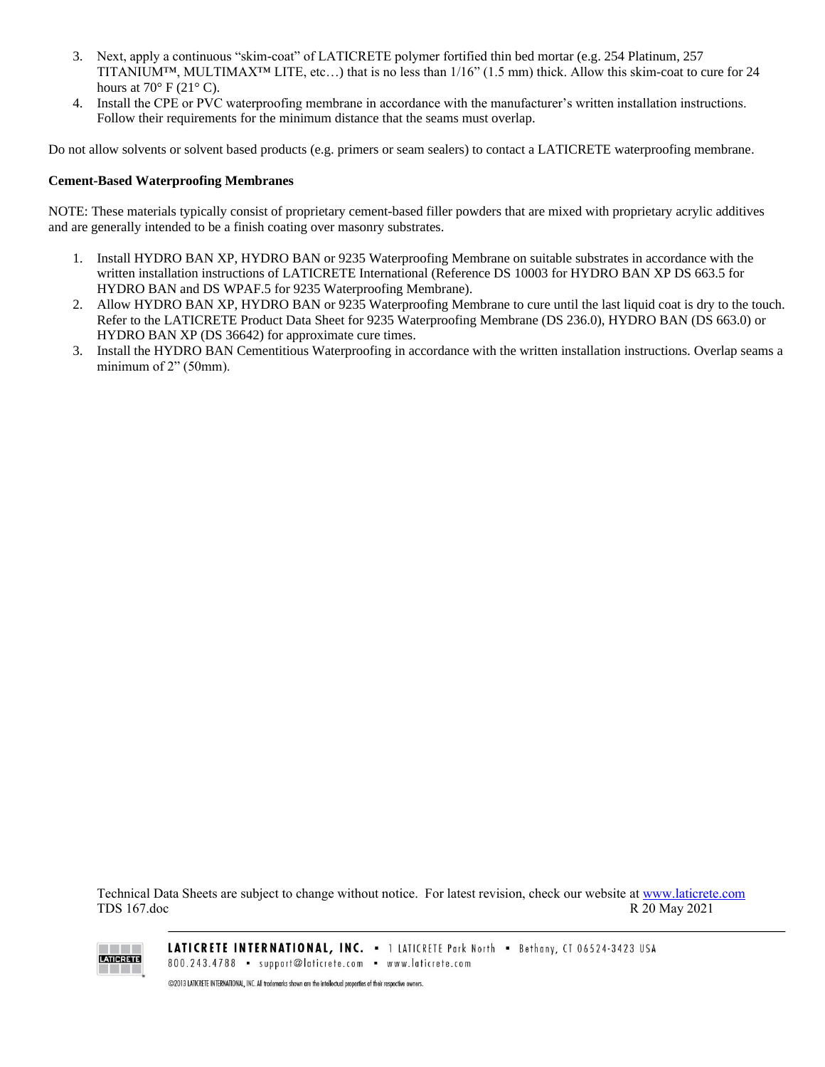3. Next, apply a continuous “skim-coat” of LATICRETE polymer fortified thin bed mortar (e.g. 254 Platinum, 257 TITANIUM™, MULTIMAX™ LITE, etc…) that is no less than 1/16” (1.5 mm) thick. Allow this skim-coat to cure for 24 hours at 70° F (21° C).
4. Install the CPE or PVC waterproofing membrane in accordance with the manufacturer’s written installation instructions. Follow their requirements for the minimum distance that the seams must overlap.

Do not allow solvents or solvent based products (e.g. primers or seam sealers) to contact a LATICRETE waterproofing membrane.

**Cement-Based Waterproofing Membranes**

NOTE: These materials typically consist of proprietary cement-based filler powders that are mixed with proprietary acrylic additives and are generally intended to be a finish coating over masonry substrates.

1. Install HYDRO BAN XP, HYDRO BAN or 9235 Waterproofing Membrane on suitable substrates in accordance with the written installation instructions of LATICRETE International (Reference DS 10003 for HYDRO BAN XP DS 663.5 for HYDRO BAN and DS WPAF.5 for 9235 Waterproofing Membrane).
2. Allow HYDRO BAN XP, HYDRO BAN or 9235 Waterproofing Membrane to cure until the last liquid coat is dry to the touch. Refer to the LATICRETE Product Data Sheet for 9235 Waterproofing Membrane (DS 236.0), HYDRO BAN (DS 663.0) or HYDRO BAN XP (DS 36642) for approximate cure times.
3. Install the HYDRO BAN Cementitious Waterproofing in accordance with the written installation instructions. Overlap seams a minimum of 2” (50mm).

Technical Data Sheets are subject to change without notice. For latest revision, check our website at www.laticrete.com
TDS 167.doc R 20 May 2021

LATICRETE INTERNATIONAL, INC. ▪ 1 LATICRETE Park North ▪ Bethany, CT 06524-3423 USA
800.243.4788 ▪ support@laticrete.com ▪ www.laticrete.com

©2013 LATICRETE INTERNATIONAL, INC. All trademarks shown are the intellectual properties of their respective owners.